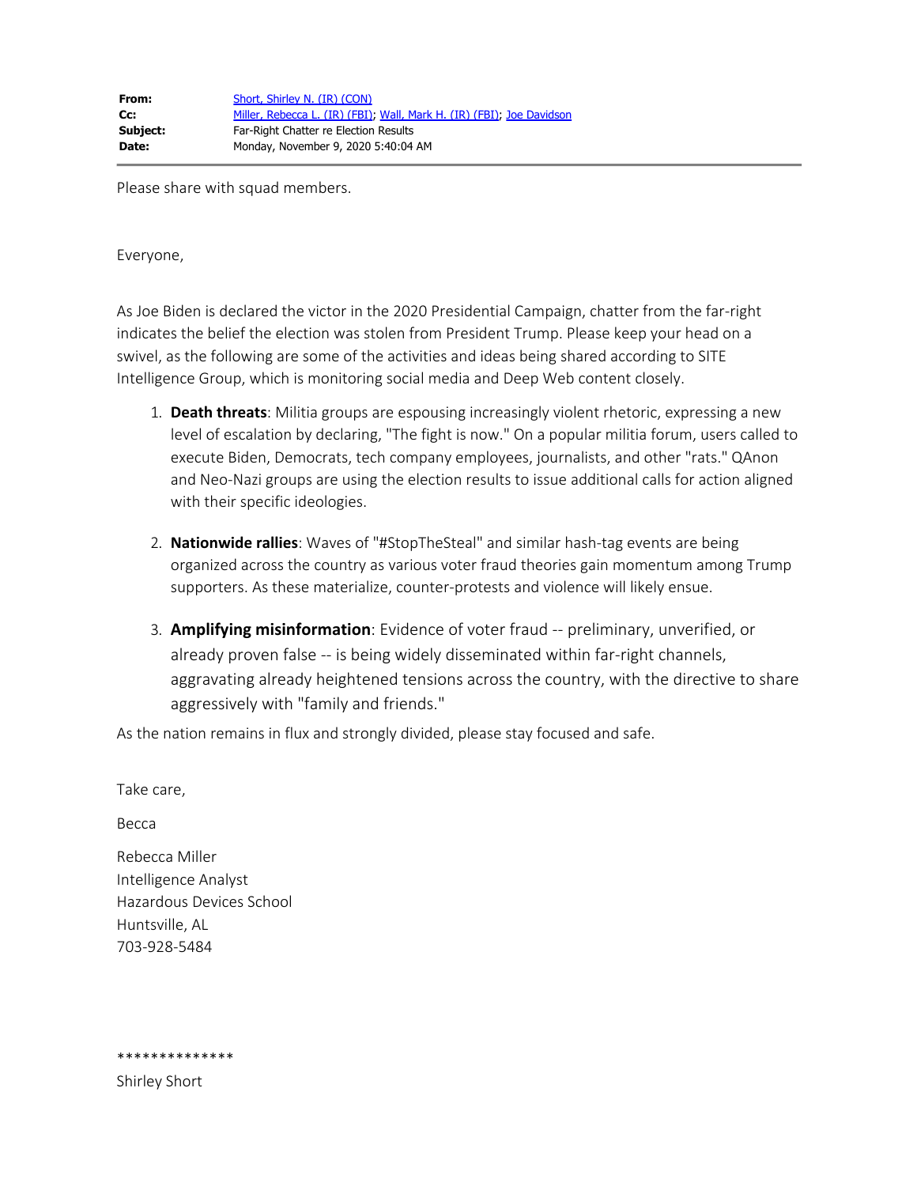| | |
|---|---|
| **From:** | Short, Shirley N. (IR) (CON) |
| **Cc:** | Miller, Rebecca L. (IR) (FBI); Wall, Mark H. (IR) (FBI); Joe Davidson |
| **Subject:** | Far-Right Chatter re Election Results |
| **Date:** | Monday, November 9, 2020 5:40:04 AM |

---

Please share with squad members.

Everyone,

As Joe Biden is declared the victor in the 2020 Presidential Campaign, chatter from the far-right indicates the belief the election was stolen from President Trump. Please keep your head on a swivel, as the following are some of the activities and ideas being shared according to SITE Intelligence Group, which is monitoring social media and Deep Web content closely.

1. **Death threats**: Militia groups are espousing increasingly violent rhetoric, expressing a new level of escalation by declaring, "The fight is now." On a popular militia forum, users called to execute Biden, Democrats, tech company employees, journalists, and other "rats." QAnon and Neo-Nazi groups are using the election results to issue additional calls for action aligned with their specific ideologies.

2. **Nationwide rallies**: Waves of "#StopTheSteal" and similar hash-tag events are being organized across the country as various voter fraud theories gain momentum among Trump supporters. As these materialize, counter-protests and violence will likely ensue.

3. **Amplifying misinformation**: Evidence of voter fraud -- preliminary, unverified, or already proven false -- is being widely disseminated within far-right channels, aggravating already heightened tensions across the country, with the directive to share aggressively with "family and friends."

As the nation remains in flux and strongly divided, please stay focused and safe.

Take care,

Becca

Rebecca Miller
Intelligence Analyst
Hazardous Devices School
Huntsville, AL
703-928-5484

**************

Shirley Short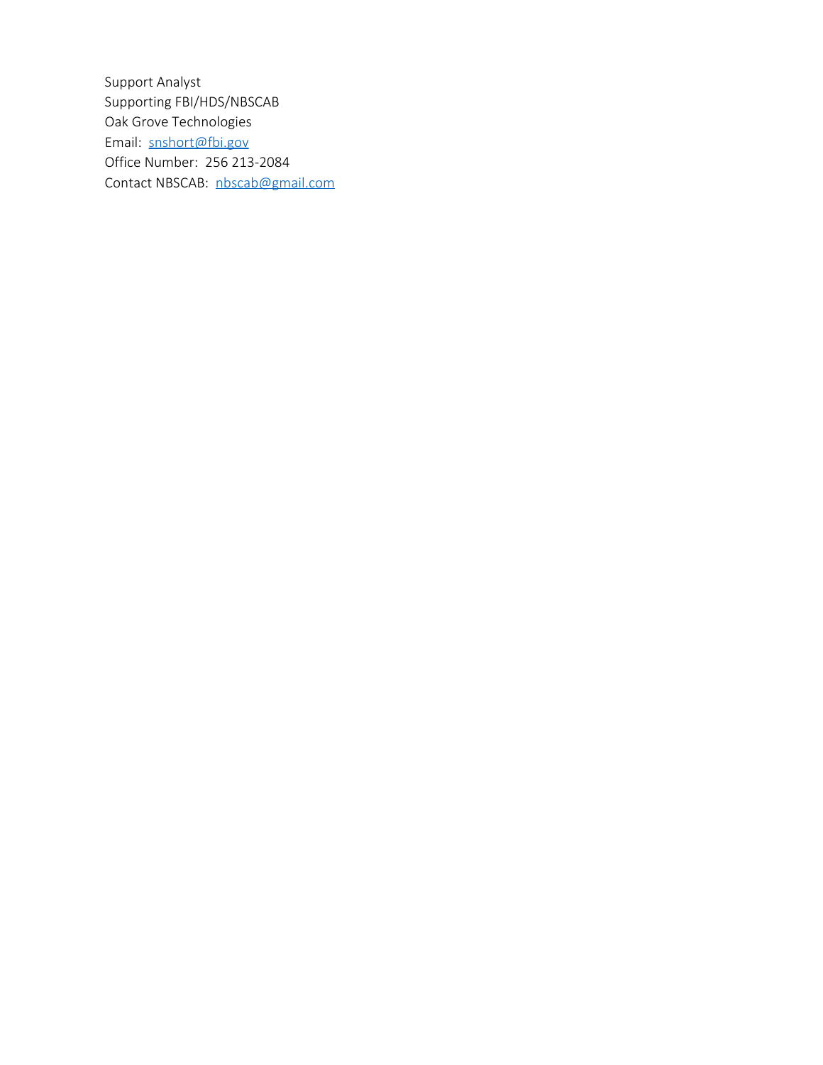Support Analyst
Supporting FBI/HDS/NBSCAB
Oak Grove Technologies
Email: snshort@fbi.gov
Office Number: 256 213-2084
Contact NBSCAB: nbscab@gmail.com